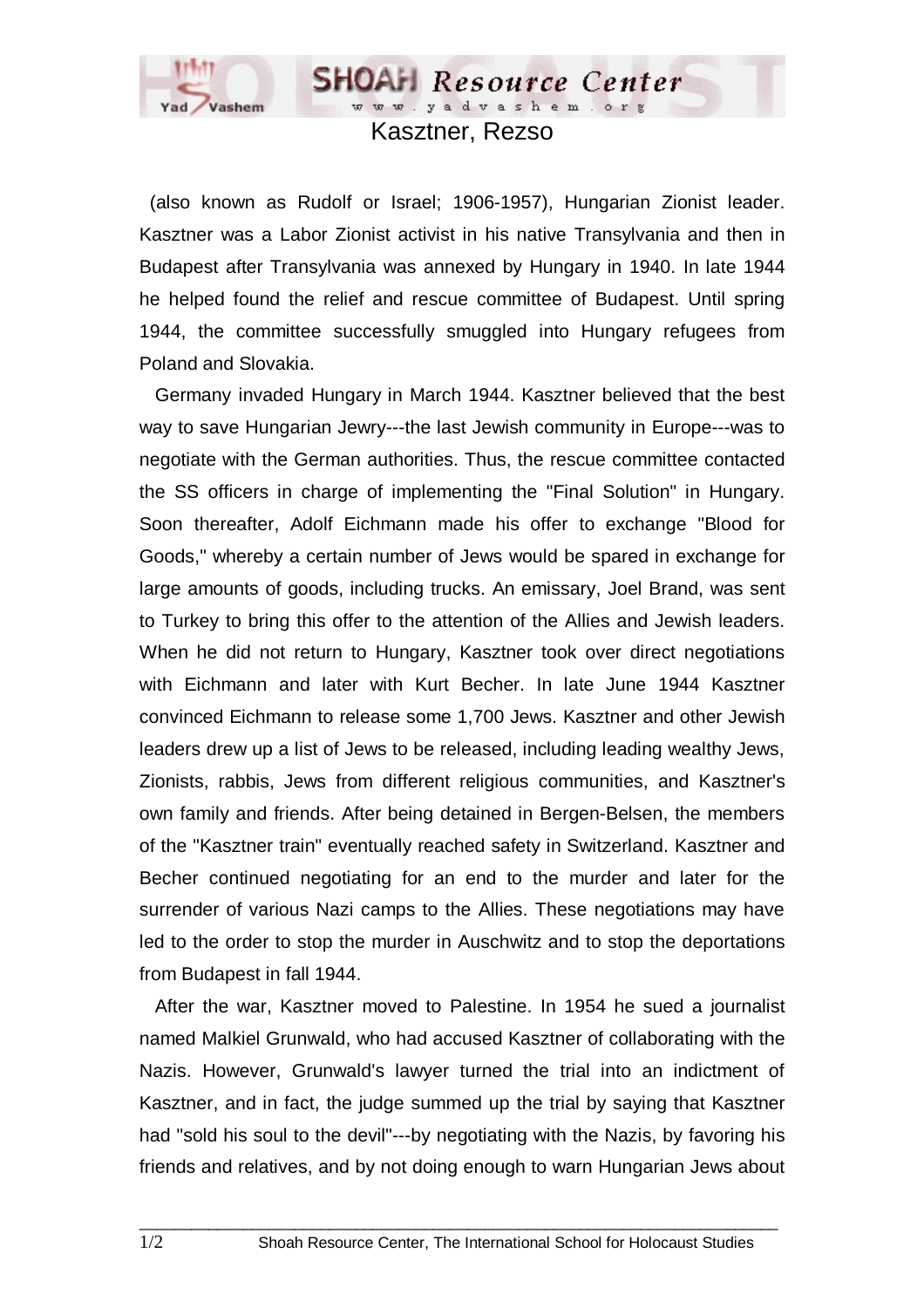# Kasztner, Rezso

(also known as Rudolf or Israel; 1906-1957), Hungarian Zionist leader. Kasztner was a Labor Zionist activist in his native Transylvania and then in Budapest after Transylvania was annexed by Hungary in 1940. In late 1944 he helped found the relief and rescue committee of Budapest. Until spring 1944, the committee successfully smuggled into Hungary refugees from Poland and Slovakia.

Germany invaded Hungary in March 1944. Kasztner believed that the best way to save Hungarian Jewry---the last Jewish community in Europe---was to negotiate with the German authorities. Thus, the rescue committee contacted the SS officers in charge of implementing the "Final Solution" in Hungary. Soon thereafter, Adolf Eichmann made his offer to exchange "Blood for Goods," whereby a certain number of Jews would be spared in exchange for large amounts of goods, including trucks. An emissary, Joel Brand, was sent to Turkey to bring this offer to the attention of the Allies and Jewish leaders. When he did not return to Hungary, Kasztner took over direct negotiations with Eichmann and later with Kurt Becher. In late June 1944 Kasztner convinced Eichmann to release some 1,700 Jews. Kasztner and other Jewish leaders drew up a list of Jews to be released, including leading wealthy Jews, Zionists, rabbis, Jews from different religious communities, and Kasztner's own family and friends. After being detained in Bergen-Belsen, the members of the "Kasztner train" eventually reached safety in Switzerland. Kasztner and Becher continued negotiating for an end to the murder and later for the surrender of various Nazi camps to the Allies. These negotiations may have led to the order to stop the murder in Auschwitz and to stop the deportations from Budapest in fall 1944.

After the war, Kasztner moved to Palestine. In 1954 he sued a journalist named Malkiel Grunwald, who had accused Kasztner of collaborating with the Nazis. However, Grunwald's lawyer turned the trial into an indictment of Kasztner, and in fact, the judge summed up the trial by saying that Kasztner had "sold his soul to the devil"---by negotiating with the Nazis, by favoring his friends and relatives, and by not doing enough to warn Hungarian Jews about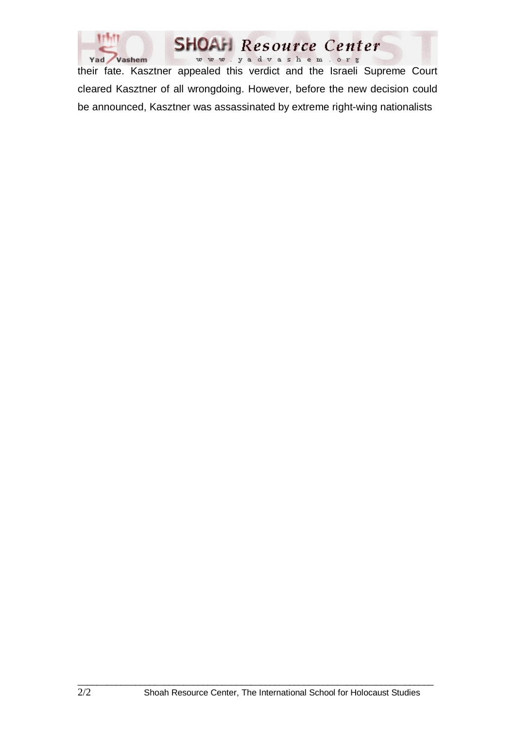their fate. Kasztner appealed this verdict and the Israeli Supreme Court cleared Kasztner of all wrongdoing. However, before the new decision could be announced, Kasztner was assassinated by extreme right-wing nationalists